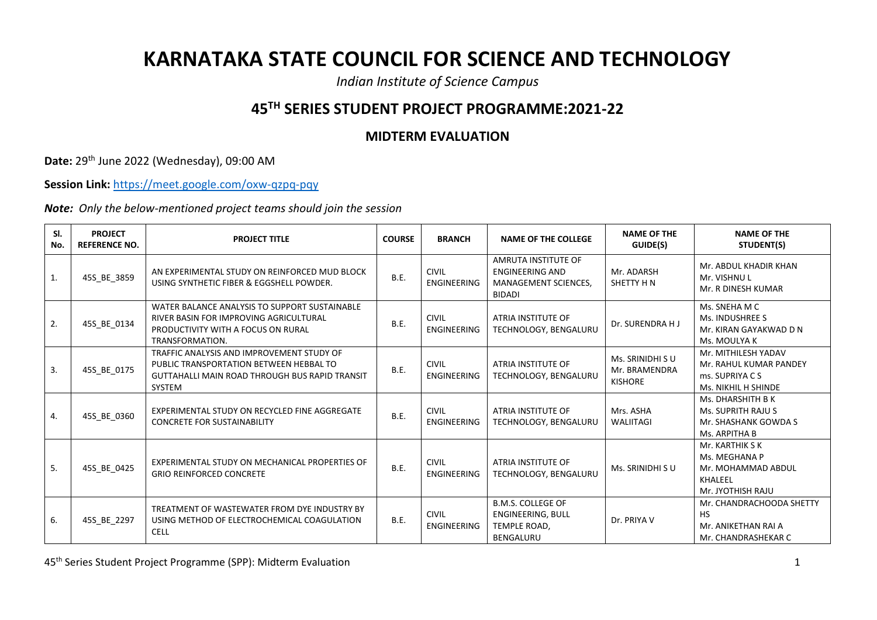# KARNATAKA STATE COUNCIL FOR SCIENCE AND TECHNOLOGY

*Indian Institute of Science Campus*

## 45TH SERIES STUDENT PROJECT PROGRAMME:2021-22

### MIDTERM EVALUATION

**Date:** 29th June 2022 (Wednesday), 09:00 AM

**Session Link:** https://meet.google.com/oxw-qzpq-pqy

***Note:*** *Only the below-mentioned project teams should join the session*

| Sl. No. | PROJECT REFERENCE NO. | PROJECT TITLE | COURSE | BRANCH | NAME OF THE COLLEGE | NAME OF THE GUIDE(S) | NAME OF THE STUDENT(S) |
|---|---|---|---|---|---|---|---|
| 1. | 45S_BE_3859 | AN EXPERIMENTAL STUDY ON REINFORCED MUD BLOCK USING SYNTHETIC FIBER & EGGSHELL POWDER. | B.E. | CIVIL ENGINEERING | AMRUTA INSTITUTE OF ENGINEERING AND MANAGEMENT SCIENCES, BIDADI | Mr. ADARSH SHETTY H N | Mr. ABDUL KHADIR KHAN<br>Mr. VISHNU L<br>Mr. R DINESH KUMAR |
| 2. | 45S_BE_0134 | WATER BALANCE ANALYSIS TO SUPPORT SUSTAINABLE RIVER BASIN FOR IMPROVING AGRICULTURAL PRODUCTIVITY WITH A FOCUS ON RURAL TRANSFORMATION. | B.E. | CIVIL ENGINEERING | ATRIA INSTITUTE OF TECHNOLOGY, BENGALURU | Dr. SURENDRA H J | Ms. SNEHA M C<br>Ms. INDUSHREE S<br>Mr. KIRAN GAYAKWAD D N<br>Ms. MOULYA K |
| 3. | 45S_BE_0175 | TRAFFIC ANALYSIS AND IMPROVEMENT STUDY OF PUBLIC TRANSPORTATION BETWEEN HEBBAL TO GUTTAHALLI MAIN ROAD THROUGH BUS RAPID TRANSIT SYSTEM | B.E. | CIVIL ENGINEERING | ATRIA INSTITUTE OF TECHNOLOGY, BENGALURU | Ms. SRINIDHI S U<br>Mr. BRAMENDRA KISHORE | Mr. MITHILESH YADAV<br>Mr. RAHUL KUMAR PANDEY<br>ms. SUPRIYA C S<br>Ms. NIKHIL H SHINDE |
| 4. | 45S_BE_0360 | EXPERIMENTAL STUDY ON RECYCLED FINE AGGREGATE CONCRETE FOR SUSTAINABILITY | B.E. | CIVIL ENGINEERING | ATRIA INSTITUTE OF TECHNOLOGY, BENGALURU | Mrs. ASHA WALIITAGI | Ms. DHARSHITH B K<br>Ms. SUPRITH RAJU S<br>Mr. SHASHANK GOWDA S<br>Ms. ARPITHA B |
| 5. | 45S_BE_0425 | EXPERIMENTAL STUDY ON MECHANICAL PROPERTIES OF GRIO REINFORCED CONCRETE | B.E. | CIVIL ENGINEERING | ATRIA INSTITUTE OF TECHNOLOGY, BENGALURU | Ms. SRINIDHI S U | Mr. KARTHIK S K<br>Ms. MEGHANA P<br>Mr. MOHAMMAD ABDUL KHALEEL<br>Mr. JYOTHISH RAJU |
| 6. | 45S_BE_2297 | TREATMENT OF WASTEWATER FROM DYE INDUSTRY BY USING METHOD OF ELECTROCHEMICAL COAGULATION CELL | B.E. | CIVIL ENGINEERING | B.M.S. COLLEGE OF ENGINEERING, BULL TEMPLE ROAD, BENGALURU | Dr. PRIYA V | Mr. CHANDRACHOODA SHETTY HS<br>Mr. ANIKETHAN RAI A<br>Mr. CHANDRASHEKAR C |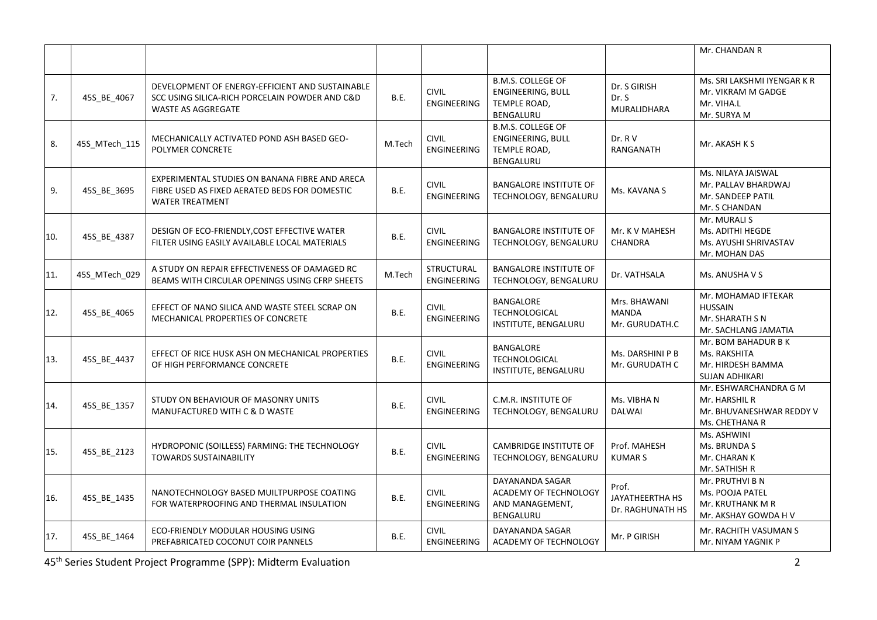| | | | | | | | |
|---|---|---|---|---|---|---|---|
| | | | | | | | Mr. CHANDAN R |
| 7. | 45S_BE_4067 | DEVELOPMENT OF ENERGY-EFFICIENT AND SUSTAINABLE SCC USING SILICA-RICH PORCELAIN POWDER AND C&D WASTE AS AGGREGATE | B.E. | CIVIL ENGINEERING | B.M.S. COLLEGE OF ENGINEERING, BULL TEMPLE ROAD, BENGALURU | Dr. S GIRISH<br>Dr. S MURALIDHARA | Ms. SRI LAKSHMI IYENGAR K R<br>Mr. VIKRAM M GADGE<br>Mr. VIHA.L<br>Mr. SURYA M |
| 8. | 45S_MTech_115 | MECHANICALLY ACTIVATED POND ASH BASED GEO-POLYMER CONCRETE | M.Tech | CIVIL ENGINEERING | B.M.S. COLLEGE OF ENGINEERING, BULL TEMPLE ROAD, BENGALURU | Dr. R V RANGANATH | Mr. AKASH K S |
| 9. | 45S_BE_3695 | EXPERIMENTAL STUDIES ON BANANA FIBRE AND ARECA FIBRE USED AS FIXED AERATED BEDS FOR DOMESTIC WATER TREATMENT | B.E. | CIVIL ENGINEERING | BANGALORE INSTITUTE OF TECHNOLOGY, BENGALURU | Ms. KAVANA S | Ms. NILAYA JAISWAL<br>Mr. PALLAV BHARDWAJ<br>Mr. SANDEEP PATIL<br>Mr. S CHANDAN |
| 10. | 45S_BE_4387 | DESIGN OF ECO-FRIENDLY,COST EFFECTIVE WATER FILTER USING EASILY AVAILABLE LOCAL MATERIALS | B.E. | CIVIL ENGINEERING | BANGALORE INSTITUTE OF TECHNOLOGY, BENGALURU | Mr. K V MAHESH CHANDRA | Mr. MURALI S<br>Ms. ADITHI HEGDE<br>Ms. AYUSHI SHRIVASTAV<br>Mr. MOHAN DAS |
| 11. | 45S_MTech_029 | A STUDY ON REPAIR EFFECTIVENESS OF DAMAGED RC BEAMS WITH CIRCULAR OPENINGS USING CFRP SHEETS | M.Tech | STRUCTURAL ENGINEERING | BANGALORE INSTITUTE OF TECHNOLOGY, BENGALURU | Dr. VATHSALA | Ms. ANUSHA V S |
| 12. | 45S_BE_4065 | EFFECT OF NANO SILICA AND WASTE STEEL SCRAP ON MECHANICAL PROPERTIES OF CONCRETE | B.E. | CIVIL ENGINEERING | BANGALORE TECHNOLOGICAL INSTITUTE, BENGALURU | Mrs. BHAWANI MANDA<br>Mr. GURUDATH.C | Mr. MOHAMAD IFTEKAR HUSSAIN<br>Mr. SHARATH S N<br>Mr. SACHLANG JAMATIA |
| 13. | 45S_BE_4437 | EFFECT OF RICE HUSK ASH ON MECHANICAL PROPERTIES OF HIGH PERFORMANCE CONCRETE | B.E. | CIVIL ENGINEERING | BANGALORE TECHNOLOGICAL INSTITUTE, BENGALURU | Ms. DARSHINI P B<br>Mr. GURUDATH C | Mr. BOM BAHADUR B K<br>Ms. RAKSHITA<br>Mr. HIRDESH BAMMA<br>SUJAN ADHIKARI |
| 14. | 45S_BE_1357 | STUDY ON BEHAVIOUR OF MASONRY UNITS MANUFACTURED WITH C & D WASTE | B.E. | CIVIL ENGINEERING | C.M.R. INSTITUTE OF TECHNOLOGY, BENGALURU | Ms. VIBHA N DALWAI | Mr. ESHWARCHANDRA G M<br>Mr. HARSHIL R<br>Mr. BHUVANESHWAR REDDY V<br>Ms. CHETHANA R |
| 15. | 45S_BE_2123 | HYDROPONIC (SOILLESS) FARMING: THE TECHNOLOGY TOWARDS SUSTAINABILITY | B.E. | CIVIL ENGINEERING | CAMBRIDGE INSTITUTE OF TECHNOLOGY, BENGALURU | Prof. MAHESH KUMAR S | Ms. ASHWINI<br>Ms. BRUNDA S<br>Mr. CHARAN K<br>Mr. SATHISH R |
| 16. | 45S_BE_1435 | NANOTECHNOLOGY BASED MUILTPURPOSE COATING FOR WATERPROOFING AND THERMAL INSULATION | B.E. | CIVIL ENGINEERING | DAYANANDA SAGAR ACADEMY OF TECHNOLOGY AND MANAGEMENT, BENGALURU | Prof. JAYATHEERTHA HS<br>Dr. RAGHUNATH HS | Mr. PRUTHVI B N<br>Ms. POOJA PATEL<br>Mr. KRUTHANK M R<br>Mr. AKSHAY GOWDA H V |
| 17. | 45S_BE_1464 | ECO-FRIENDLY MODULAR HOUSING USING PREFABRICATED COCONUT COIR PANNELS | B.E. | CIVIL ENGINEERING | DAYANANDA SAGAR ACADEMY OF TECHNOLOGY | Mr. P GIRISH | Mr. RACHITH VASUMAN S<br>Mr. NIYAM YAGNIK P |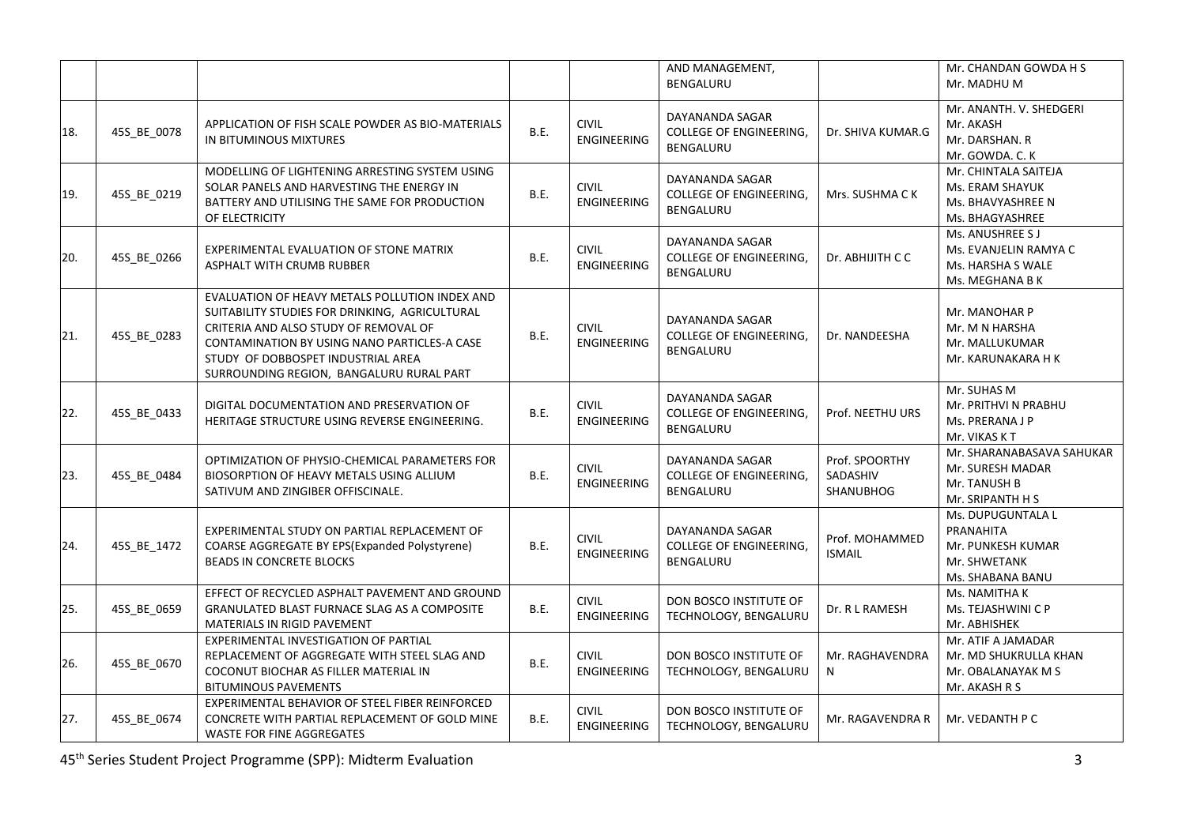| | | | | | AND MANAGEMENT, BENGALURU | | Mr. CHANDAN GOWDA H S<br>Mr. MADHU M |
|---|---|---|---|---|---|---|---|
| 18. | 45S_BE_0078 | APPLICATION OF FISH SCALE POWDER AS BIO-MATERIALS IN BITUMINOUS MIXTURES | B.E. | CIVIL ENGINEERING | DAYANANDA SAGAR COLLEGE OF ENGINEERING, BENGALURU | Dr. SHIVA KUMAR.G | Mr. ANANTH. V. SHEDGERI<br>Mr. AKASH<br>Mr. DARSHAN. R<br>Mr. GOWDA. C. K |
| 19. | 45S_BE_0219 | MODELLING OF LIGHTENING ARRESTING SYSTEM USING SOLAR PANELS AND HARVESTING THE ENERGY IN BATTERY AND UTILISING THE SAME FOR PRODUCTION OF ELECTRICITY | B.E. | CIVIL ENGINEERING | DAYANANDA SAGAR COLLEGE OF ENGINEERING, BENGALURU | Mrs. SUSHMA C K | Mr. CHINTALA SAITEJA<br>Ms. ERAM SHAYUK<br>Ms. BHAVYASHREE N<br>Ms. BHAGYASHREE |
| 20. | 45S_BE_0266 | EXPERIMENTAL EVALUATION OF STONE MATRIX ASPHALT WITH CRUMB RUBBER | B.E. | CIVIL ENGINEERING | DAYANANDA SAGAR COLLEGE OF ENGINEERING, BENGALURU | Dr. ABHIJITH C C | Ms. ANUSHREE S J<br>Ms. EVANJELIN RAMYA C<br>Ms. HARSHA S WALE<br>Ms. MEGHANA B K |
| 21. | 45S_BE_0283 | EVALUATION OF HEAVY METALS POLLUTION INDEX AND SUITABILITY STUDIES FOR DRINKING, AGRICULTURAL CRITERIA AND ALSO STUDY OF REMOVAL OF CONTAMINATION BY USING NANO PARTICLES-A CASE STUDY OF DOBBOSPET INDUSTRIAL AREA SURROUNDING REGION, BANGALURU RURAL PART | B.E. | CIVIL ENGINEERING | DAYANANDA SAGAR COLLEGE OF ENGINEERING, BENGALURU | Dr. NANDEESHA | Mr. MANOHAR P<br>Mr. M N HARSHA<br>Mr. MALLUKUMAR<br>Mr. KARUNAKARA H K |
| 22. | 45S_BE_0433 | DIGITAL DOCUMENTATION AND PRESERVATION OF HERITAGE STRUCTURE USING REVERSE ENGINEERING. | B.E. | CIVIL ENGINEERING | DAYANANDA SAGAR COLLEGE OF ENGINEERING, BENGALURU | Prof. NEETHU URS | Mr. SUHAS M<br>Mr. PRITHVI N PRABHU<br>Ms. PRERANA J P<br>Mr. VIKAS K T |
| 23. | 45S_BE_0484 | OPTIMIZATION OF PHYSIO-CHEMICAL PARAMETERS FOR BIOSORPTION OF HEAVY METALS USING ALLIUM SATIVUM AND ZINGIBER OFFISCINALE. | B.E. | CIVIL ENGINEERING | DAYANANDA SAGAR COLLEGE OF ENGINEERING, BENGALURU | Prof. SPOORTHY SADASHIV SHANUBHOG | Mr. SHARANABASAVA SAHUKAR<br>Mr. SURESH MADAR<br>Mr. TANUSH B<br>Mr. SRIPANTH H S |
| 24. | 45S_BE_1472 | EXPERIMENTAL STUDY ON PARTIAL REPLACEMENT OF COARSE AGGREGATE BY EPS(Expanded Polystyrene) BEADS IN CONCRETE BLOCKS | B.E. | CIVIL ENGINEERING | DAYANANDA SAGAR COLLEGE OF ENGINEERING, BENGALURU | Prof. MOHAMMED ISMAIL | Ms. DUPUGUNTALA L PRANAHITA<br>Mr. PUNKESH KUMAR<br>Mr. SHWETANK<br>Ms. SHABANA BANU |
| 25. | 45S_BE_0659 | EFFECT OF RECYCLED ASPHALT PAVEMENT AND GROUND GRANULATED BLAST FURNACE SLAG AS A COMPOSITE MATERIALS IN RIGID PAVEMENT | B.E. | CIVIL ENGINEERING | DON BOSCO INSTITUTE OF TECHNOLOGY, BENGALURU | Dr. R L RAMESH | Ms. NAMITHA K<br>Ms. TEJASHWINI C P<br>Mr. ABHISHEK |
| 26. | 45S_BE_0670 | EXPERIMENTAL INVESTIGATION OF PARTIAL REPLACEMENT OF AGGREGATE WITH STEEL SLAG AND COCONUT BIOCHAR AS FILLER MATERIAL IN BITUMINOUS PAVEMENTS | B.E. | CIVIL ENGINEERING | DON BOSCO INSTITUTE OF TECHNOLOGY, BENGALURU | Mr. RAGHAVENDRA N | Mr. ATIF A JAMADAR<br>Mr. MD SHUKRULLA KHAN<br>Mr. OBALANAYAK M S<br>Mr. AKASH R S |
| 27. | 45S_BE_0674 | EXPERIMENTAL BEHAVIOR OF STEEL FIBER REINFORCED CONCRETE WITH PARTIAL REPLACEMENT OF GOLD MINE WASTE FOR FINE AGGREGATES | B.E. | CIVIL ENGINEERING | DON BOSCO INSTITUTE OF TECHNOLOGY, BENGALURU | Mr. RAGAVENDRA R | Mr. VEDANTH P C |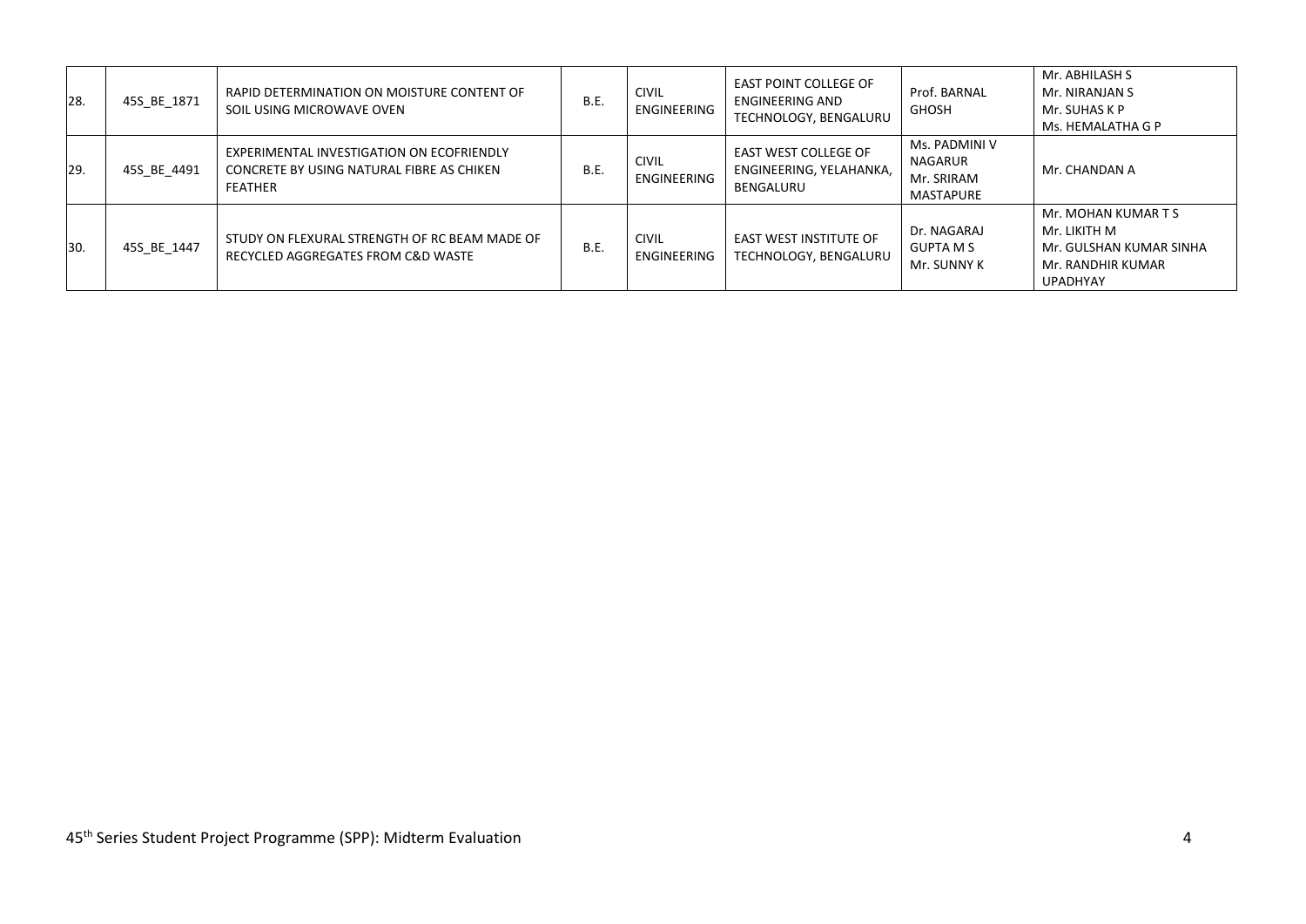| | | | | | | | |
|---|---|---|---|---|---|---|---|
| 28. | 45S_BE_1871 | RAPID DETERMINATION ON MOISTURE CONTENT OF SOIL USING MICROWAVE OVEN | B.E. | CIVIL ENGINEERING | EAST POINT COLLEGE OF ENGINEERING AND TECHNOLOGY, BENGALURU | Prof. BARNAL GHOSH | Mr. ABHILASH S<br>Mr. NIRANJAN S<br>Mr. SUHAS K P<br>Ms. HEMALATHA G P |
| 29. | 45S_BE_4491 | EXPERIMENTAL INVESTIGATION ON ECOFRIENDLY CONCRETE BY USING NATURAL FIBRE AS CHIKEN FEATHER | B.E. | CIVIL ENGINEERING | EAST WEST COLLEGE OF ENGINEERING, YELAHANKA, BENGALURU | Ms. PADMINI V NAGARUR<br>Mr. SRIRAM MASTAPURE | Mr. CHANDAN A |
| 30. | 45S_BE_1447 | STUDY ON FLEXURAL STRENGTH OF RC BEAM MADE OF RECYCLED AGGREGATES FROM C&D WASTE | B.E. | CIVIL ENGINEERING | EAST WEST INSTITUTE OF TECHNOLOGY, BENGALURU | Dr. NAGARAJ GUPTA M S<br>Mr. SUNNY K | Mr. MOHAN KUMAR T S<br>Mr. LIKITH M<br>Mr. GULSHAN KUMAR SINHA<br>Mr. RANDHIR KUMAR UPADHYAY |